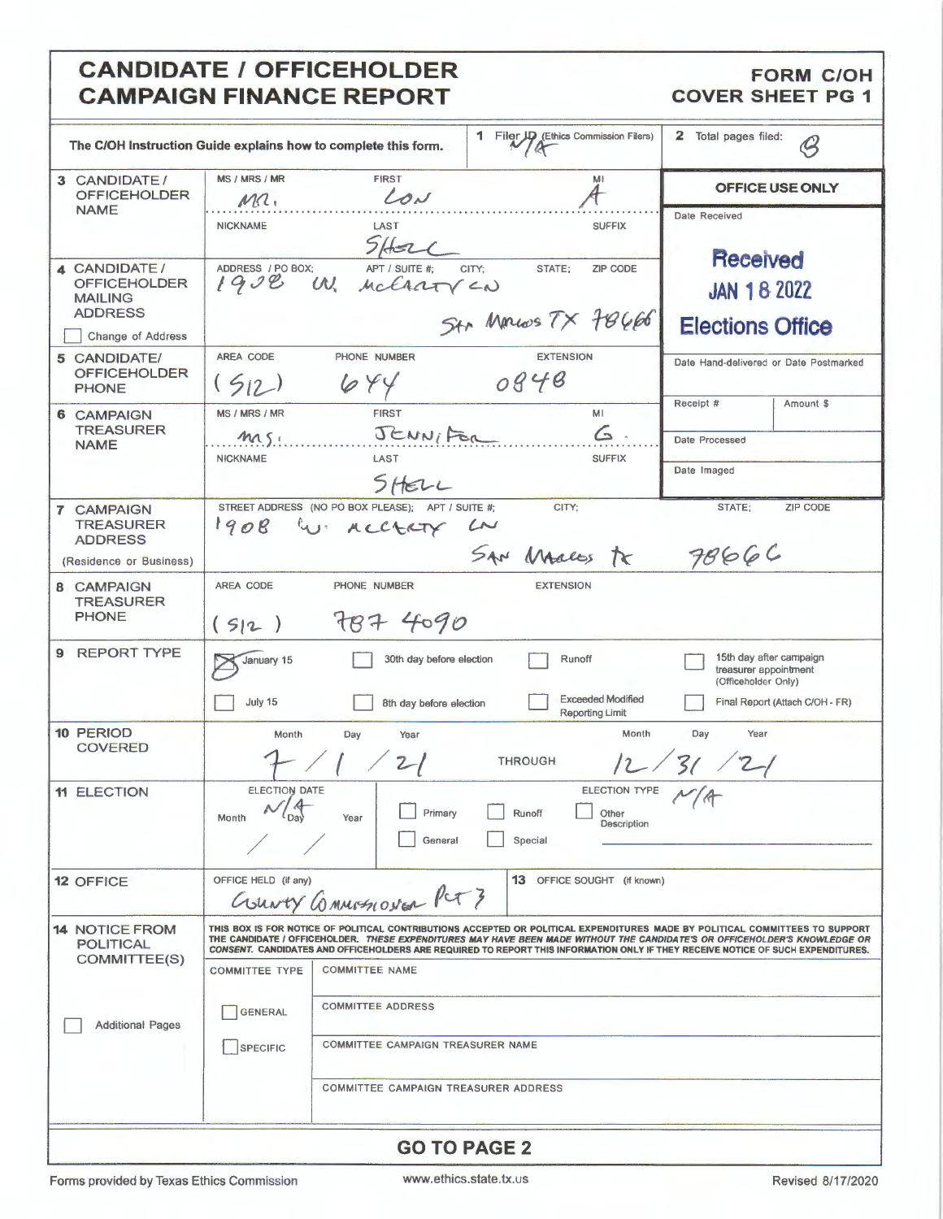# CANDIDATE / OFFICEHOLDER CAMPAIGN FINANCE REPORT

**FORM C/OH COVER SHEET PG 1**

The C/OH Instruction Guide explains how to complete this form.

**1** Filer ID (Ethics Commission Filers): N/A

**2** Total pages filed: 8

| | | | |
|---|---|---|---|
| **3 CANDIDATE / OFFICEHOLDER NAME** | MS / MRS / MR: MR. | FIRST: LON | MI: A |
| | NICKNAME: | LAST: SHELL | SUFFIX: |
| **4 CANDIDATE / OFFICEHOLDER MAILING ADDRESS** ☐ Change of Address | ADDRESS / PO BOX; APT / SUITE #; CITY; STATE; ZIP CODE: 1908 W. McCarty Ln San Marcos TX 78666 | | |
| **5 CANDIDATE/ OFFICEHOLDER PHONE** | AREA CODE: (512) | PHONE NUMBER: 644 0848 | EXTENSION: |
| **6 CAMPAIGN TREASURER NAME** | MS / MRS / MR: MS. | FIRST: JENNIFER | MI: G. |
| | NICKNAME: | LAST: SHELL | SUFFIX: |
| **7 CAMPAIGN TREASURER ADDRESS** (Residence or Business) | STREET ADDRESS (NO PO BOX PLEASE); APT / SUITE #: 1908 W. McCarty Ln | CITY: San Marcos | STATE: TX ZIP CODE: 78666 |
| **8 CAMPAIGN TREASURER PHONE** | AREA CODE: (512) | PHONE NUMBER: 787 4090 | EXTENSION: |

**OFFICE USE ONLY**

Date Received: Received JAN 18 2022 Elections Office

Date Hand-delivered or Date Postmarked:

Receipt #: | Amount $:

Date Processed:

Date Imaged:

**9 REPORT TYPE**

- ☒ January 15
- ☐ July 15
- ☐ 30th day before election
- ☐ 8th day before election
- ☐ Runoff
- ☐ Exceeded Modified Reporting Limit
- ☐ 15th day after campaign treasurer appointment (Officeholder Only)
- ☐ Final Report (Attach C/OH - FR)

**10 PERIOD COVERED**

Month / Day / Year: 7 / 1 / 21 THROUGH Month / Day / Year: 12 / 31 / 21

**11 ELECTION**

ELECTION DATE: N/A (Month / Day / Year)

ELECTION TYPE: N/A

- ☐ Primary
- ☐ General
- ☐ Runoff
- ☐ Special
- ☐ Other Description

**12 OFFICE**

OFFICE HELD (if any): County Commissioner Pct 3

**13** OFFICE SOUGHT (if known):

**14 NOTICE FROM POLITICAL COMMITTEE(S)**

☐ Additional Pages

THIS BOX IS FOR NOTICE OF POLITICAL CONTRIBUTIONS ACCEPTED OR POLITICAL EXPENDITURES MADE BY POLITICAL COMMITTEES TO SUPPORT THE CANDIDATE / OFFICEHOLDER. *THESE EXPENDITURES MAY HAVE BEEN MADE WITHOUT THE CANDIDATE'S OR OFFICEHOLDER'S KNOWLEDGE OR CONSENT.* CANDIDATES AND OFFICEHOLDERS ARE REQUIRED TO REPORT THIS INFORMATION ONLY IF THEY RECEIVE NOTICE OF SUCH EXPENDITURES.

| COMMITTEE TYPE | |
|---|---|
| | COMMITTEE NAME |
| ☐ GENERAL | COMMITTEE ADDRESS |
| ☐ SPECIFIC | COMMITTEE CAMPAIGN TREASURER NAME |
| | COMMITTEE CAMPAIGN TREASURER ADDRESS |

**GO TO PAGE 2**

Forms provided by Texas Ethics Commission | www.ethics.state.tx.us | Revised 8/17/2020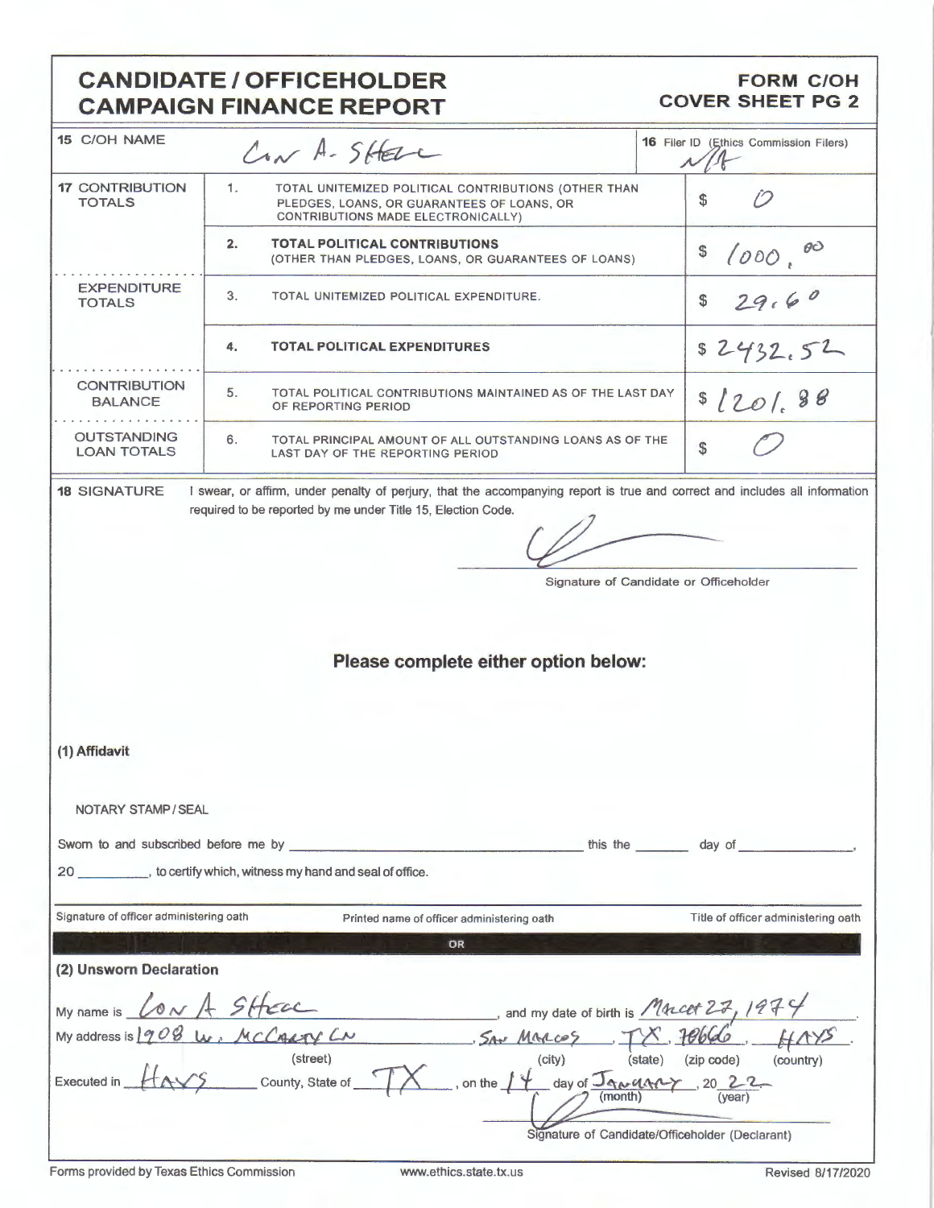# CANDIDATE / OFFICEHOLDER CAMPAIGN FINANCE REPORT

**FORM C/OH COVER SHEET PG 2**

| 15 C/OH NAME | Lon A. Shell | 16 Filer ID (Ethics Commission Filers) N/A |
|---|---|---|

| | | | |
|---|---|---|---|
| **17 CONTRIBUTION TOTALS** | 1. | TOTAL UNITEMIZED POLITICAL CONTRIBUTIONS (OTHER THAN PLEDGES, LOANS, OR GUARANTEES OF LOANS, OR CONTRIBUTIONS MADE ELECTRONICALLY) | $ 0 |
| | 2. | **TOTAL POLITICAL CONTRIBUTIONS** (OTHER THAN PLEDGES, LOANS, OR GUARANTEES OF LOANS) | $ 1000.00 |
| **EXPENDITURE TOTALS** | 3. | TOTAL UNITEMIZED POLITICAL EXPENDITURE. | $ 29.60 |
| | 4. | **TOTAL POLITICAL EXPENDITURES** | $ 2432.52 |
| **CONTRIBUTION BALANCE** | 5. | TOTAL POLITICAL CONTRIBUTIONS MAINTAINED AS OF THE LAST DAY OF REPORTING PERIOD | $ 1201.88 |
| **OUTSTANDING LOAN TOTALS** | 6. | TOTAL PRINCIPAL AMOUNT OF ALL OUTSTANDING LOANS AS OF THE LAST DAY OF THE REPORTING PERIOD | $ 0 |

**18 SIGNATURE** I swear, or affirm, under penalty of perjury, that the accompanying report is true and correct and includes all information required to be reported by me under Title 15, Election Code.

Signature of Candidate or Officeholder

## Please complete either option below:

### (1) Affidavit

NOTARY STAMP / SEAL

Sworn to and subscribed before me by ______________________ this the ______ day of ______________,

20 ________, to certify which, witness my hand and seal of office.

| Signature of officer administering oath | Printed name of officer administering oath | Title of officer administering oath |
|---|---|---|

OR

### (2) Unsworn Declaration

My name is Lon A Shell, and my date of birth is March 27, 1974.

My address is 1908 W. McCarty Ln, San Marcos, TX, 78666, Hays.
(street) (city) (state) (zip code) (country)

Executed in Hays County, State of TX, on the 14 day of January, 20 22.
(month) (year)

Signature of Candidate/Officeholder (Declarant)

Forms provided by Texas Ethics Commission www.ethics.state.tx.us Revised 8/17/2020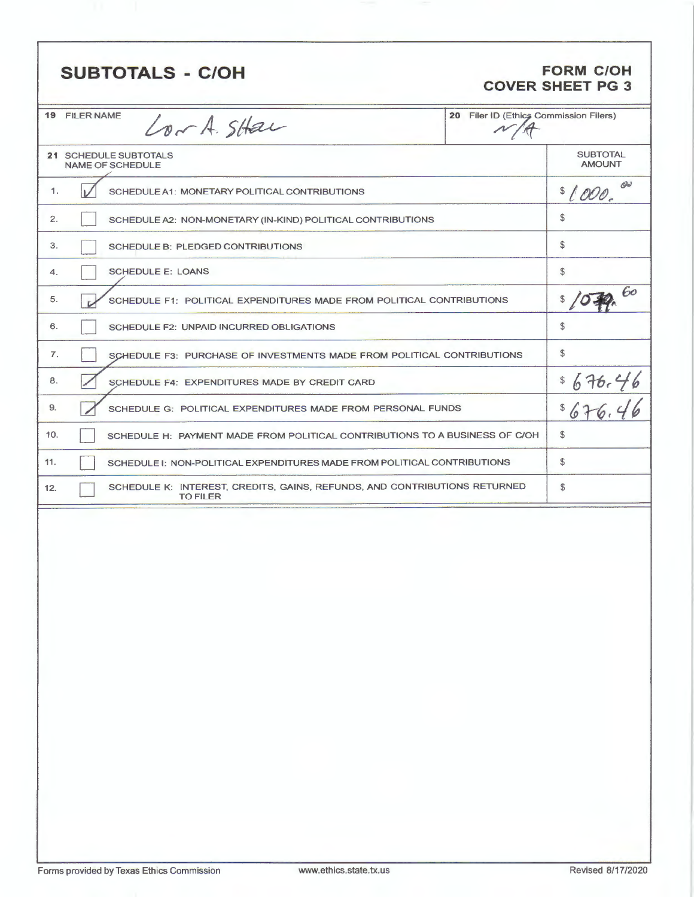## SUBTOTALS - C/OH

**FORM C/OH**
**COVER SHEET PG 3**

| 19 FILER NAME | 20 Filer ID (Ethics Commission Filers) |
|---|---|
| Lora A. Shaw | N/A |

| | | 21 SCHEDULE SUBTOTALS NAME OF SCHEDULE | SUBTOTAL AMOUNT |
|---|---|---|---|
| 1. | ☑ | SCHEDULE A1: MONETARY POLITICAL CONTRIBUTIONS | $ 1000.00 |
| 2. | ☐ | SCHEDULE A2: NON-MONETARY (IN-KIND) POLITICAL CONTRIBUTIONS | $ |
| 3. | ☐ | SCHEDULE B: PLEDGED CONTRIBUTIONS | $ |
| 4. | ☐ | SCHEDULE E: LOANS | $ |
| 5. | ☑ | SCHEDULE F1: POLITICAL EXPENDITURES MADE FROM POLITICAL CONTRIBUTIONS | $ 1079.60 |
| 6. | ☐ | SCHEDULE F2: UNPAID INCURRED OBLIGATIONS | $ |
| 7. | ☐ | SCHEDULE F3: PURCHASE OF INVESTMENTS MADE FROM POLITICAL CONTRIBUTIONS | $ |
| 8. | ☑ | SCHEDULE F4: EXPENDITURES MADE BY CREDIT CARD | $ 676.46 |
| 9. | ☑ | SCHEDULE G: POLITICAL EXPENDITURES MADE FROM PERSONAL FUNDS | $ 676.46 |
| 10. | ☐ | SCHEDULE H: PAYMENT MADE FROM POLITICAL CONTRIBUTIONS TO A BUSINESS OF C/OH | $ |
| 11. | ☐ | SCHEDULE I: NON-POLITICAL EXPENDITURES MADE FROM POLITICAL CONTRIBUTIONS | $ |
| 12. | ☐ | SCHEDULE K: INTEREST, CREDITS, GAINS, REFUNDS, AND CONTRIBUTIONS RETURNED TO FILER | $ |

Forms provided by Texas Ethics Commission www.ethics.state.tx.us Revised 8/17/2020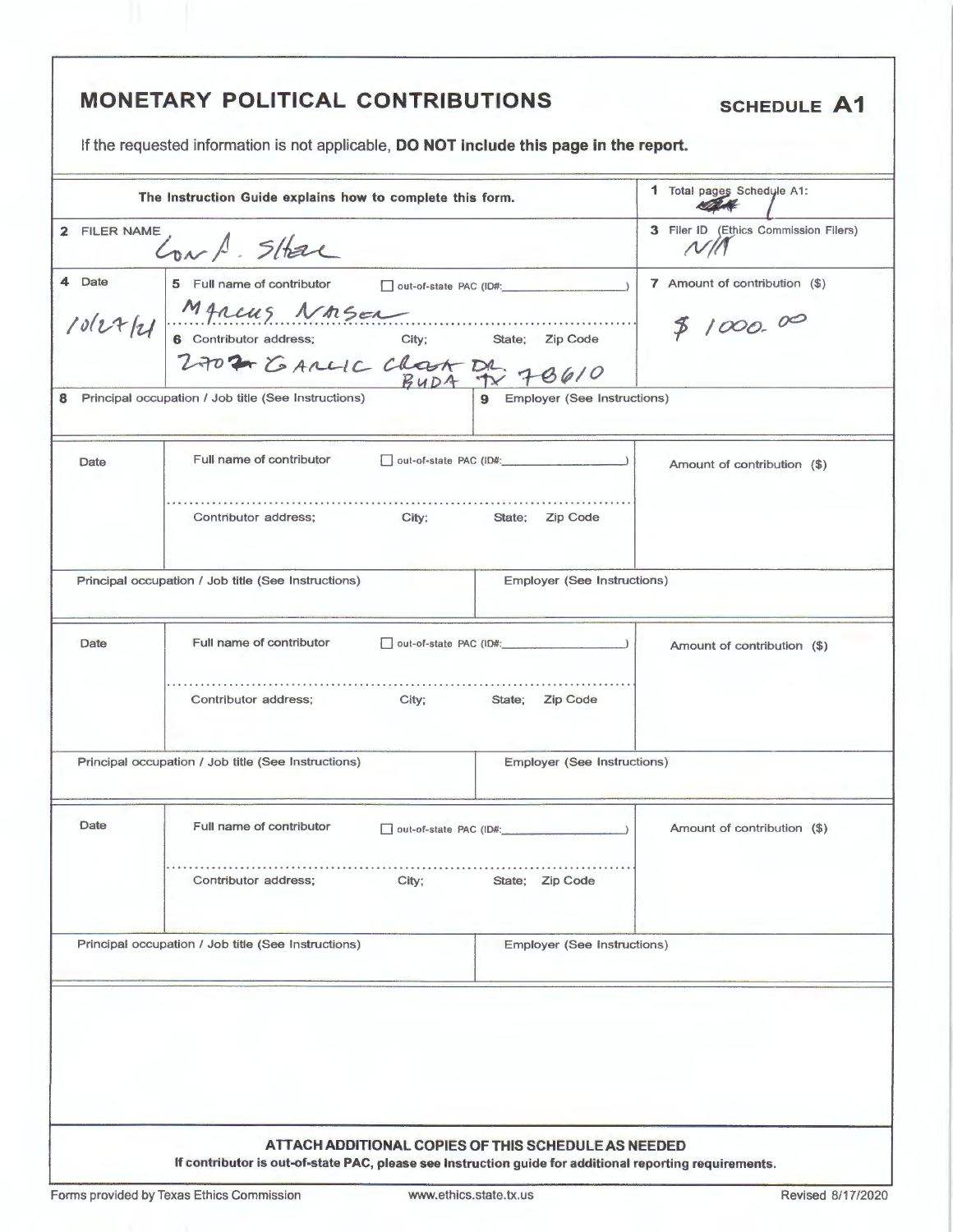# MONETARY POLITICAL CONTRIBUTIONS

**SCHEDULE A1**

If the requested information is not applicable, **DO NOT include this page in the report.**

| The Instruction Guide explains how to complete this form. | | 1 Total pages Schedule A1: 1 |
|---|---|---|
| 2 FILER NAME: Con A. Shaw | | 3 Filer ID (Ethics Commission Filers): N/A |
| 4 Date: 10/27/21 | 5 Full name of contributor ☐ out-of-state PAC (ID#: ) MARCUS NASER<br>6 Contributor address; City; State; Zip Code: 2707 GARLIC CREEK DR. BUDA TX 78610 | 7 Amount of contribution ($): $ 1000.00 |
| 8 Principal occupation / Job title (See Instructions) | 9 Employer (See Instructions) | |
| Date | Full name of contributor ☐ out-of-state PAC (ID#: )<br>Contributor address; City; State; Zip Code | Amount of contribution ($) |
| Principal occupation / Job title (See Instructions) | Employer (See Instructions) | |
| Date | Full name of contributor ☐ out-of-state PAC (ID#: )<br>Contributor address; City; State; Zip Code | Amount of contribution ($) |
| Principal occupation / Job title (See Instructions) | Employer (See Instructions) | |
| Date | Full name of contributor ☐ out-of-state PAC (ID#: )<br>Contributor address; City; State; Zip Code | Amount of contribution ($) |
| Principal occupation / Job title (See Instructions) | Employer (See Instructions) | |

**ATTACH ADDITIONAL COPIES OF THIS SCHEDULE AS NEEDED**

**If contributor is out-of-state PAC, please see Instruction guide for additional reporting requirements.**

Forms provided by Texas Ethics Commission www.ethics.state.tx.us Revised 8/17/2020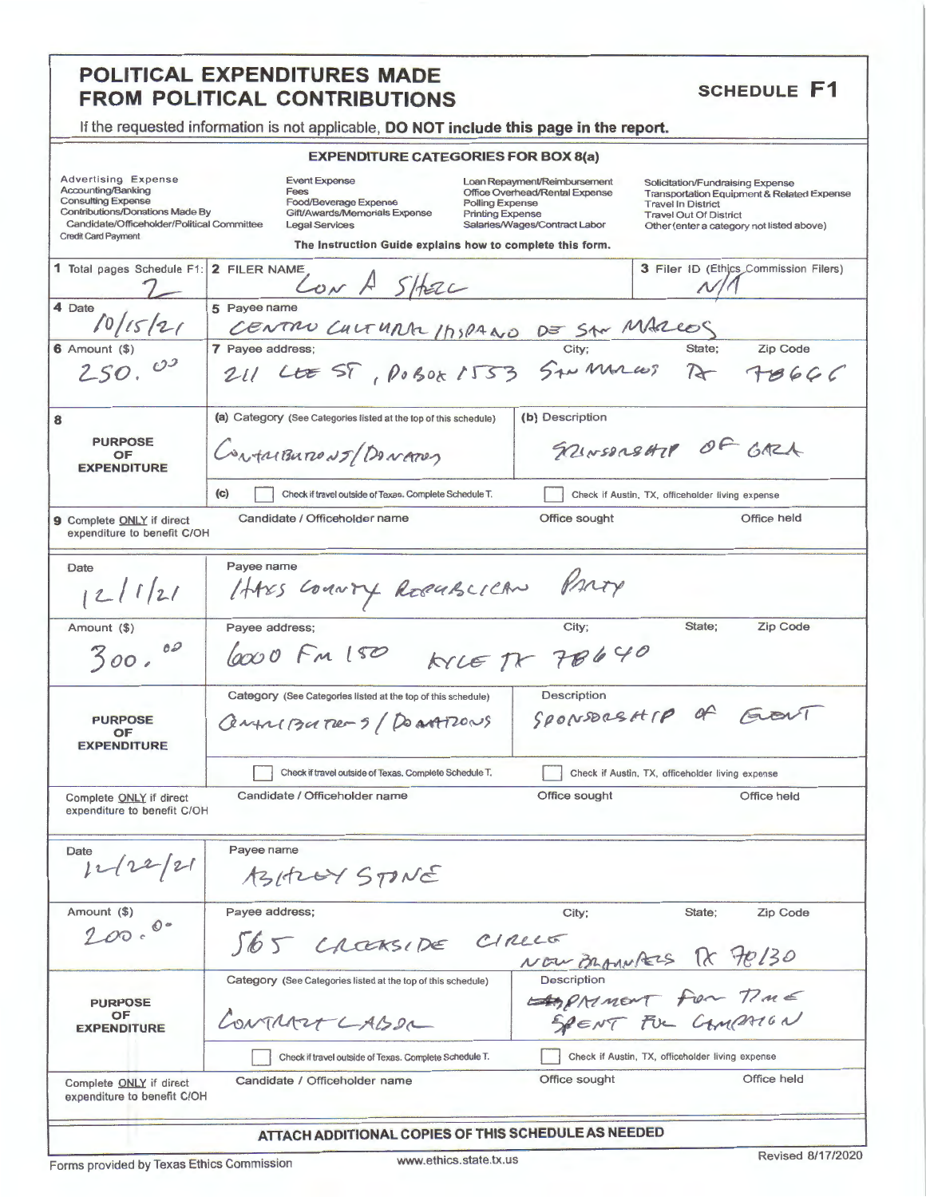# POLITICAL EXPENDITURES MADE FROM POLITICAL CONTRIBUTIONS

## SCHEDULE F1

If the requested information is not applicable, **DO NOT include this page in the report.**

### EXPENDITURE CATEGORIES FOR BOX 8(a)

| | | | |
|---|---|---|---|
| Advertising Expense | Event Expense | Loan Repayment/Reimbursement | Solicitation/Fundraising Expense |
| Accounting/Banking | Fees | Office Overhead/Rental Expense | Transportation Equipment & Related Expense |
| Consulting Expense | Food/Beverage Expense | Polling Expense | Travel In District |
| Contributions/Donations Made By Candidate/Officeholder/Political Committee | Gift/Awards/Memorials Expense | Printing Expense | Travel Out Of District |
| Credit Card Payment | Legal Services | Salaries/Wages/Contract Labor | Other (enter a category not listed above) |

**The Instruction Guide explains how to complete this form.**

| | | |
|---|---|---|
| **1** Total pages Schedule F1: 2 | **2** FILER NAME: LON A SHELL | **3** Filer ID (Ethics Commission Filers): N/A |

---

**4** Date: 10/15/21

**5** Payee name: CENTRO CULTURAL HISPANO DE SAN MARCOS

**6** Amount ($): 250.00

**7** Payee address: 211 LEE ST, PO BOX 1553 | City: SAN MARCOS | State: TX | Zip Code: 78666

**8 PURPOSE OF EXPENDITURE**
- (a) Category (See Categories listed at the top of this schedule): CONTRIBUTIONS/DONATIONS
- (b) Description: SPONSORSHIP OF GALA
- (c) ☐ Check if travel outside of Texas. Complete Schedule T. ☐ Check if Austin, TX, officeholder living expense

**9** Complete ONLY if direct expenditure to benefit C/OH — Candidate / Officeholder name: | Office sought: | Office held:

---

Date: 12/1/21

Payee name: HAYS COUNTY REPUBLICAN PARTY

Amount ($): 300.00

Payee address: 6000 FM 150 | City: KYLE | State: TX | Zip Code: 78640

**PURPOSE OF EXPENDITURE**
- Category (See Categories listed at the top of this schedule): CONTRIBUTIONS/DONATIONS
- Description: SPONSORSHIP OF EVENT
- ☐ Check if travel outside of Texas. Complete Schedule T. ☐ Check if Austin, TX, officeholder living expense

Complete ONLY if direct expenditure to benefit C/OH — Candidate / Officeholder name: | Office sought: | Office held:

---

Date: 12/22/21

Payee name: ASHLEY STONE

Amount ($): 200.00

Payee address: 565 CREEKSIDE CIRCLE | City: NEW BRAUNFELS | State: TX | Zip Code: 78130

**PURPOSE OF EXPENDITURE**
- Category (See Categories listed at the top of this schedule): CONTRACT LABOR
- Description: PAYMENT FOR TIME SPENT FOR CAMPAIGN
- ☐ Check if travel outside of Texas. Complete Schedule T. ☐ Check if Austin, TX, officeholder living expense

Complete ONLY if direct expenditure to benefit C/OH — Candidate / Officeholder name: | Office sought: | Office held:

---

**ATTACH ADDITIONAL COPIES OF THIS SCHEDULE AS NEEDED**

Forms provided by Texas Ethics Commission | www.ethics.state.tx.us | Revised 8/17/2020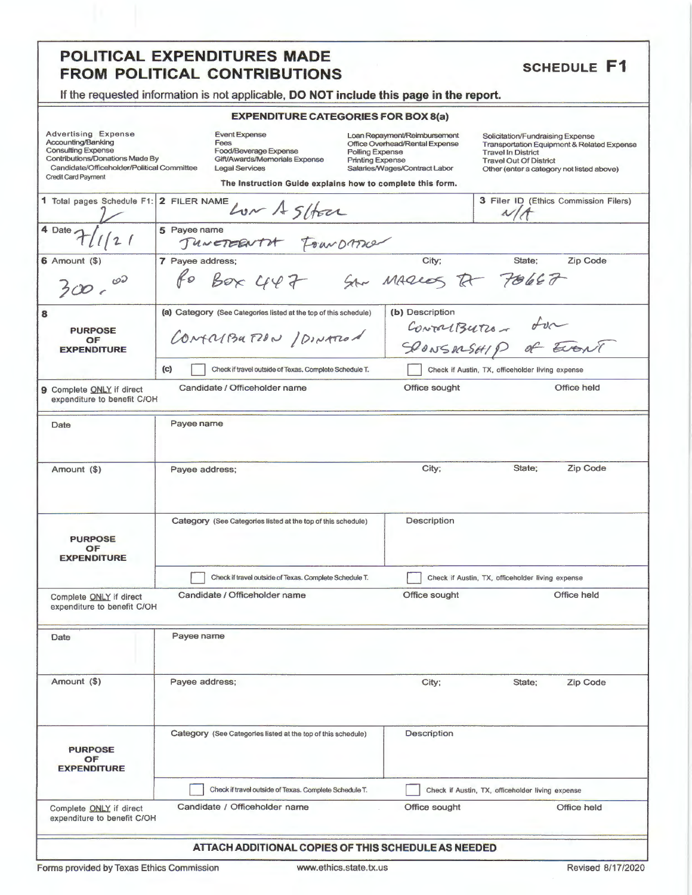# POLITICAL EXPENDITURES MADE FROM POLITICAL CONTRIBUTIONS

**SCHEDULE F1**

If the requested information is not applicable, **DO NOT include this page in the report.**

**EXPENDITURE CATEGORIES FOR BOX 8(a)**

| | | | |
|---|---|---|---|
| Advertising Expense<br>Accounting/Banking<br>Consulting Expense<br>Contributions/Donations Made By Candidate/Officeholder/Political Committee<br>Credit Card Payment | Event Expense<br>Fees<br>Food/Beverage Expense<br>Gift/Awards/Memorials Expense<br>Legal Services | Loan Repayment/Reimbursement<br>Office Overhead/Rental Expense<br>Polling Expense<br>Printing Expense<br>Salaries/Wages/Contract Labor | Solicitation/Fundraising Expense<br>Transportation Equipment & Related Expense<br>Travel In District<br>Travel Out Of District<br>Other (enter a category not listed above) |

The Instruction Guide explains how to complete this form.

| | | | |
|---|---|---|---|
| 1 Total pages Schedule F1: 2 | 2 FILER NAME: Lon A Shell | | 3 Filer ID (Ethics Commission Filers): N/A |
| 4 Date: 7/1/21 | 5 Payee name: Juneteenth Foundation | | |
| 6 Amount ($): 300.00 | 7 Payee address; City; State; Zip Code: PO Box 447 San Marcos TX 78667 | | |
| 8 PURPOSE OF EXPENDITURE | (a) Category (See Categories listed at the top of this schedule): Contribution/Donation | (b) Description: Contribution for sponsorship of event | |
| | (c) ☐ Check if travel outside of Texas. Complete Schedule T. | ☐ Check if Austin, TX, officeholder living expense | |
| 9 Complete ONLY if direct expenditure to benefit C/OH | Candidate / Officeholder name | Office sought | Office held |

| | | | |
|---|---|---|---|
| Date | Payee name | | |
| Amount ($) | Payee address; City; State; Zip Code | | |
| PURPOSE OF EXPENDITURE | Category (See Categories listed at the top of this schedule) | Description | |
| | ☐ Check if travel outside of Texas. Complete Schedule T. | ☐ Check if Austin, TX, officeholder living expense | |
| Complete ONLY if direct expenditure to benefit C/OH | Candidate / Officeholder name | Office sought | Office held |

| | | | |
|---|---|---|---|
| Date | Payee name | | |
| Amount ($) | Payee address; City; State; Zip Code | | |
| PURPOSE OF EXPENDITURE | Category (See Categories listed at the top of this schedule) | Description | |
| | ☐ Check if travel outside of Texas. Complete Schedule T. | ☐ Check if Austin, TX, officeholder living expense | |
| Complete ONLY if direct expenditure to benefit C/OH | Candidate / Officeholder name | Office sought | Office held |

**ATTACH ADDITIONAL COPIES OF THIS SCHEDULE AS NEEDED**

Forms provided by Texas Ethics Commission www.ethics.state.tx.us Revised 8/17/2020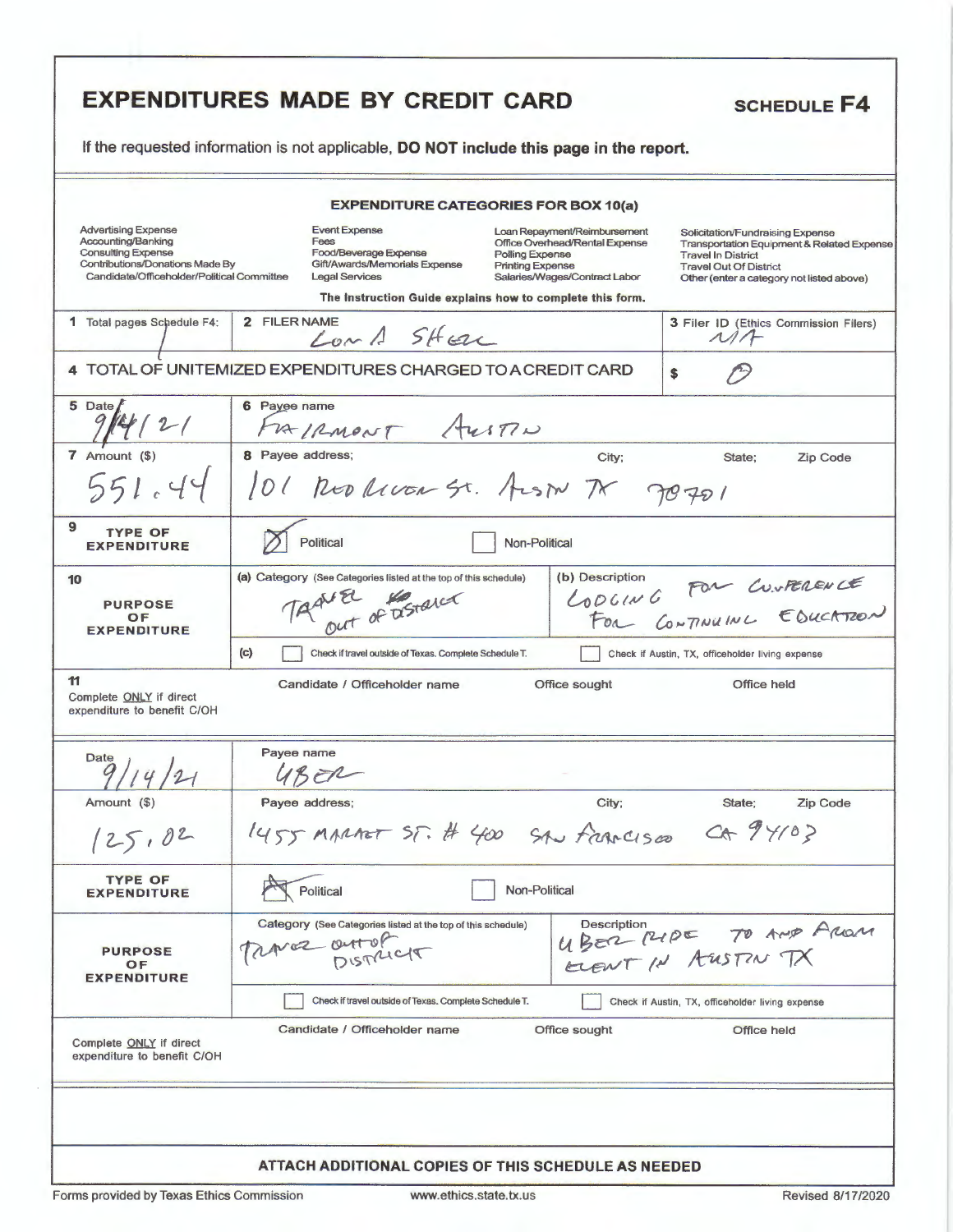# EXPENDITURES MADE BY CREDIT CARD

**SCHEDULE F4**

If the requested information is not applicable, **DO NOT include this page in the report.**

## EXPENDITURE CATEGORIES FOR BOX 10(a)

| | | | |
|---|---|---|---|
| Advertising Expense | Event Expense | Loan Repayment/Reimbursement | Solicitation/Fundraising Expense |
| Accounting/Banking | Fees | Office Overhead/Rental Expense | Transportation Equipment & Related Expense |
| Consulting Expense | Food/Beverage Expense | Polling Expense | Travel In District |
| Contributions/Donations Made By Candidate/Officeholder/Political Committee | Gift/Awards/Memorials Expense | Printing Expense | Travel Out Of District |
| | Legal Services | Salaries/Wages/Contract Labor | Other (enter a category not listed above) |

The Instruction Guide explains how to complete this form.

| | | |
|---|---|---|
| 1 Total pages Schedule F4: 1 | 2 FILER NAME: Lora A Shea | 3 Filer ID (Ethics Commission Filers): NA |
| 4 TOTAL OF UNITEMIZED EXPENDITURES CHARGED TO A CREDIT CARD | | $ 0 |

| | | | | |
|---|---|---|---|---|
| 5 Date: 9/14/21 | 6 Payee name: Fairmont Austin | | | |
| 7 Amount ($): 551.44 | 8 Payee address: 101 Red River St. | City: Austin | State: TX | Zip Code: 78701 |
| 9 TYPE OF EXPENDITURE | [X] Political | [ ] Non-Political | | |
| 10 PURPOSE OF EXPENDITURE | (a) Category (See Categories listed at the top of this schedule): Travel out of District | (b) Description: Lodging for Conference for Continuing Education | | |
| | (c) [ ] Check if travel outside of Texas. Complete Schedule T. | [ ] Check if Austin, TX, officeholder living expense | | |
| 11 Complete ONLY if direct expenditure to benefit C/OH | Candidate / Officeholder name: | Office sought: | Office held: | |

| | | | | |
|---|---|---|---|---|
| Date: 9/14/21 | Payee name: Uber | | | |
| Amount ($): 125.02 | Payee address: 1455 Market St. # 400 | City: San Francisco | State: CA | Zip Code: 94103 |
| TYPE OF EXPENDITURE | [X] Political | [ ] Non-Political | | |
| PURPOSE OF EXPENDITURE | Category (See Categories listed at the top of this schedule): Travel out of District | Description: Uber ride to and from event in Austin TX | | |
| | [ ] Check if travel outside of Texas. Complete Schedule T. | [ ] Check if Austin, TX, officeholder living expense | | |
| Complete ONLY if direct expenditure to benefit C/OH | Candidate / Officeholder name: | Office sought: | Office held: | |

**ATTACH ADDITIONAL COPIES OF THIS SCHEDULE AS NEEDED**

Forms provided by Texas Ethics Commission www.ethics.state.tx.us Revised 8/17/2020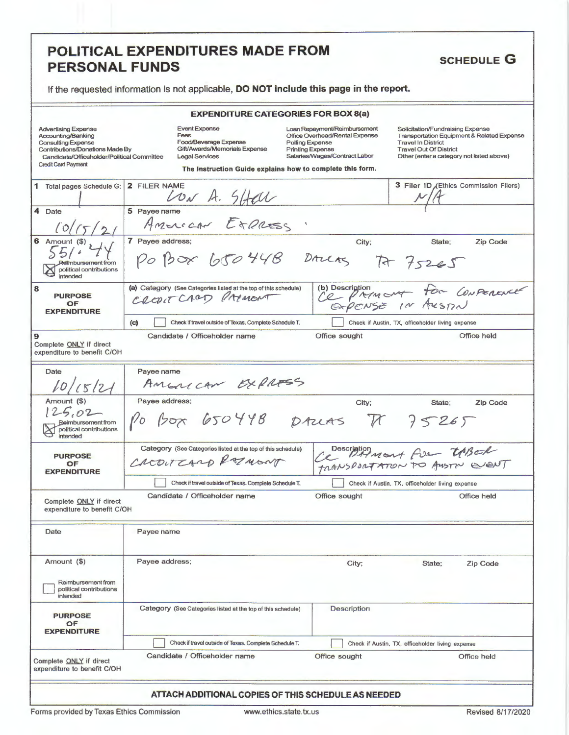# POLITICAL EXPENDITURES MADE FROM PERSONAL FUNDS

**SCHEDULE G**

If the requested information is not applicable, **DO NOT include this page in the report.**

### EXPENDITURE CATEGORIES FOR BOX 8(a)

| | | | |
|---|---|---|---|
| Advertising Expense | Event Expense | Loan Repayment/Reimbursement | Solicitation/Fundraising Expense |
| Accounting/Banking | Fees | Office Overhead/Rental Expense | Transportation Equipment & Related Expense |
| Consulting Expense | Food/Beverage Expense | Polling Expense | Travel In District |
| Contributions/Donations Made By Candidate/Officeholder/Political Committee | Gift/Awards/Memorials Expense | Printing Expense | Travel Out Of District |
| Credit Card Payment | Legal Services | Salaries/Wages/Contract Labor | Other (enter a category not listed above) |

**The Instruction Guide explains how to complete this form.**

| | | |
|---|---|---|
| 1 Total pages Schedule G: 1 | 2 FILER NAME: LON A. SHELL | 3 Filer ID (Ethics Commission Filers): N/A |

**Expenditure 1**

- 4 Date: 10/15/21
- 5 Payee name: AMERICAN EXPRESS
- 6 Amount ($): 551.44
- [X] Reimbursement from political contributions intended
- 7 Payee address: PO BOX 650448; City: DALLAS; State: TX; Zip Code: 75265
- 8 PURPOSE OF EXPENDITURE
  - (a) Category: CREDIT CARD PAYMENT
  - (b) Description: CC PAYMENT FOR CONFERENCE EXPENSE IN AUSTIN
  - (c) [ ] Check if travel outside of Texas. Complete Schedule T. [ ] Check if Austin, TX, officeholder living expense
- 9 Complete ONLY if direct expenditure to benefit C/OH: Candidate / Officeholder name: ; Office sought: ; Office held:

**Expenditure 2**

- Date: 10/15/21
- Payee name: AMERICAN EXPRESS
- Amount ($): 125.02
- [X] Reimbursement from political contributions intended
- Payee address: PO BOX 650448; City: DALLAS; State: TX; Zip Code: 75265
- PURPOSE OF EXPENDITURE
  - Category: CREDIT CARD PAYMENT
  - Description: CC PAYMENT FOR UBER TRANSPORTATION TO AUSTIN EVENT
  - [ ] Check if travel outside of Texas. Complete Schedule T. [ ] Check if Austin, TX, officeholder living expense
- Complete ONLY if direct expenditure to benefit C/OH: Candidate / Officeholder name: ; Office sought: ; Office held:

**Expenditure 3**

- Date:
- Payee name:
- Amount ($):
- [ ] Reimbursement from political contributions intended
- Payee address: ; City: ; State: ; Zip Code:
- PURPOSE OF EXPENDITURE
  - Category (See Categories listed at the top of this schedule):
  - Description:
  - [ ] Check if travel outside of Texas. Complete Schedule T. [ ] Check if Austin, TX, officeholder living expense
- Complete ONLY if direct expenditure to benefit C/OH: Candidate / Officeholder name: ; Office sought: ; Office held:

**ATTACH ADDITIONAL COPIES OF THIS SCHEDULE AS NEEDED**

Forms provided by Texas Ethics Commission www.ethics.state.tx.us Revised 8/17/2020